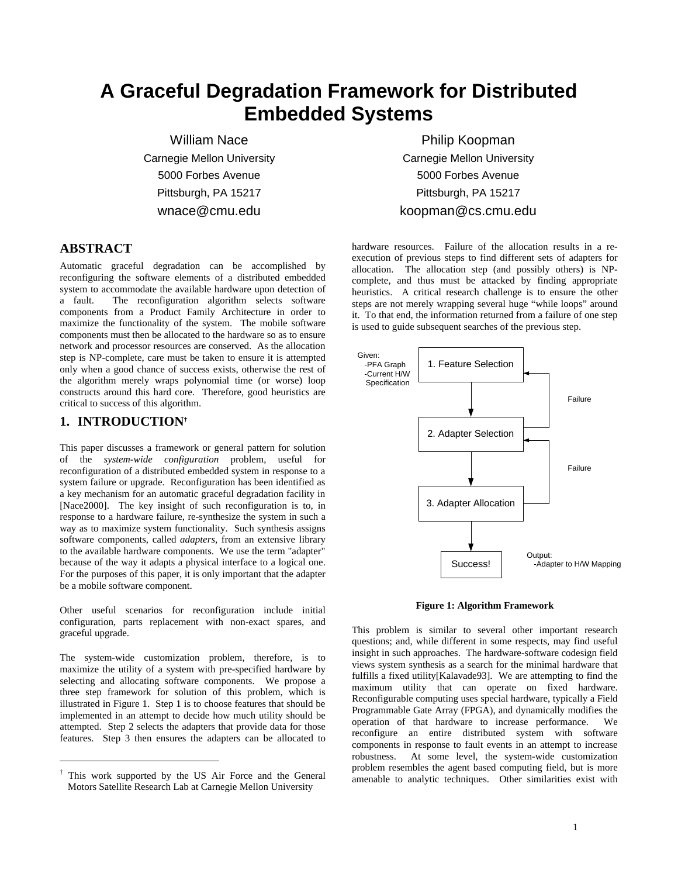# A Graceful Degradation Framework for Distributed Embedded Systems

William Nace
Carnegie Mellon University
5000 Forbes Avenue
Pittsburgh, PA 15217
wnace@cmu.edu

Philip Koopman
Carnegie Mellon University
5000 Forbes Avenue
Pittsburgh, PA 15217
koopman@cs.cmu.edu

## ABSTRACT

Automatic graceful degradation can be accomplished by reconfiguring the software elements of a distributed embedded system to accommodate the available hardware upon detection of a fault. The reconfiguration algorithm selects software components from a Product Family Architecture in order to maximize the functionality of the system. The mobile software components must then be allocated to the hardware so as to ensure network and processor resources are conserved. As the allocation step is NP-complete, care must be taken to ensure it is attempted only when a good chance of success exists, otherwise the rest of the algorithm merely wraps polynomial time (or worse) loop constructs around this hard core. Therefore, good heuristics are critical to success of this algorithm.

## 1. INTRODUCTION[†]

This paper discusses a framework or general pattern for solution of the *system-wide configuration* problem, useful for reconfiguration of a distributed embedded system in response to a system failure or upgrade. Reconfiguration has been identified as a key mechanism for an automatic graceful degradation facility in [Nace2000]. The key insight of such reconfiguration is to, in response to a hardware failure, re-synthesize the system in such a way as to maximize system functionality. Such synthesis assigns software components, called *adapters*, from an extensive library to the available hardware components. We use the term "adapter" because of the way it adapts a physical interface to a logical one. For the purposes of this paper, it is only important that the adapter be a mobile software component.

Other useful scenarios for reconfiguration include initial configuration, parts replacement with non-exact spares, and graceful upgrade.

The system-wide customization problem, therefore, is to maximize the utility of a system with pre-specified hardware by selecting and allocating software components. We propose a three step framework for solution of this problem, which is illustrated in Figure 1. Step 1 is to choose features that should be implemented in an attempt to decide how much utility should be attempted. Step 2 selects the adapters that provide data for those features. Step 3 then ensures the adapters can be allocated to hardware resources. Failure of the allocation results in a re-execution of previous steps to find different sets of adapters for allocation. The allocation step (and possibly others) is NP-complete, and thus must be attacked by finding appropriate heuristics. A critical research challenge is to ensure the other steps are not merely wrapping several huge "while loops" around it. To that end, the information returned from a failure of one step is used to guide subsequent searches of the previous step.

Given:
-PFA Graph
-Current H/W Specification

1. Feature Selection → 2. Adapter Selection → 3. Adapter Allocation → Success!

Failure (from 2. Adapter Selection back to 1. Feature Selection)
Failure (from 3. Adapter Allocation back to 2. Adapter Selection)

Output:
-Adapter to H/W Mapping

**Figure 1: Algorithm Framework**

This problem is similar to several other important research questions; and, while different in some respects, may find useful insight in such approaches. The hardware-software codesign field views system synthesis as a search for the minimal hardware that fulfills a fixed utility[Kalavade93]. We are attempting to find the maximum utility that can operate on fixed hardware. Reconfigurable computing uses special hardware, typically a Field Programmable Gate Array (FPGA), and dynamically modifies the operation of that hardware to increase performance. We reconfigure an entire distributed system with software components in response to fault events in an attempt to increase robustness. At some level, the system-wide customization problem resembles the agent based computing field, but is more amenable to analytic techniques. Other similarities exist with

---

[†] This work supported by the US Air Force and the General Motors Satellite Research Lab at Carnegie Mellon University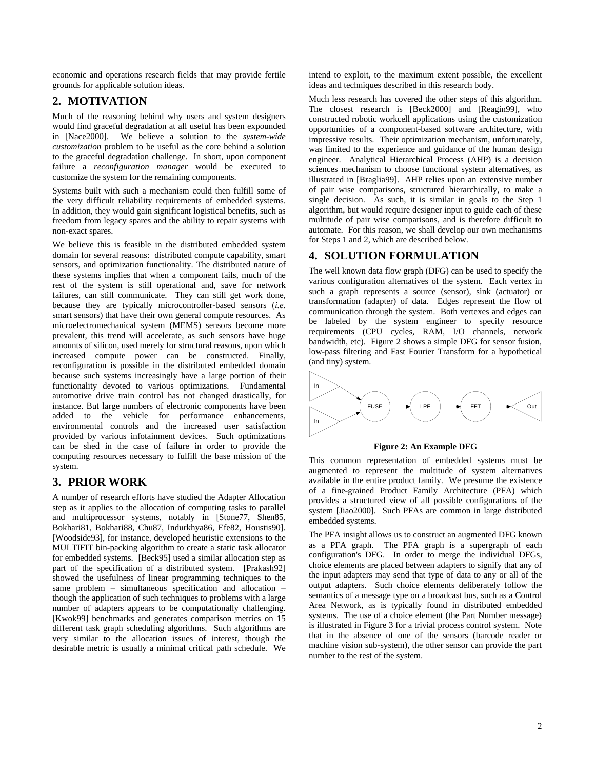economic and operations research fields that may provide fertile grounds for applicable solution ideas.

## 2. MOTIVATION

Much of the reasoning behind why users and system designers would find graceful degradation at all useful has been expounded in [Nace2000]. We believe a solution to the *system-wide customization* problem to be useful as the core behind a solution to the graceful degradation challenge. In short, upon component failure a *reconfiguration manager* would be executed to customize the system for the remaining components.

Systems built with such a mechanism could then fulfill some of the very difficult reliability requirements of embedded systems. In addition, they would gain significant logistical benefits, such as freedom from legacy spares and the ability to repair systems with non-exact spares.

We believe this is feasible in the distributed embedded system domain for several reasons: distributed compute capability, smart sensors, and optimization functionality. The distributed nature of these systems implies that when a component fails, much of the rest of the system is still operational and, save for network failures, can still communicate. They can still get work done, because they are typically microcontroller-based sensors (*i.e.* smart sensors) that have their own general compute resources. As microelectromechanical system (MEMS) sensors become more prevalent, this trend will accelerate, as such sensors have huge amounts of silicon, used merely for structural reasons, upon which increased compute power can be constructed. Finally, reconfiguration is possible in the distributed embedded domain because such systems increasingly have a large portion of their functionality devoted to various optimizations. Fundamental automotive drive train control has not changed drastically, for instance. But large numbers of electronic components have been added to the vehicle for performance enhancements, environmental controls and the increased user satisfaction provided by various infotainment devices. Such optimizations can be shed in the case of failure in order to provide the computing resources necessary to fulfill the base mission of the system.

## 3. PRIOR WORK

A number of research efforts have studied the Adapter Allocation step as it applies to the allocation of computing tasks to parallel and multiprocessor systems, notably in [Stone77, Shen85, Bokhari81, Bokhari88, Chu87, Indurkhya86, Efe82, Houstis90]. [Woodside93], for instance, developed heuristic extensions to the MULTIFIT bin-packing algorithm to create a static task allocator for embedded systems. [Beck95] used a similar allocation step as part of the specification of a distributed system. [Prakash92] showed the usefulness of linear programming techniques to the same problem – simultaneous specification and allocation – though the application of such techniques to problems with a large number of adapters appears to be computationally challenging. [Kwok99] benchmarks and generates comparison metrics on 15 different task graph scheduling algorithms. Such algorithms are very similar to the allocation issues of interest, though the desirable metric is usually a minimal critical path schedule. We intend to exploit, to the maximum extent possible, the excellent ideas and techniques described in this research body.

Much less research has covered the other steps of this algorithm. The closest research is [Beck2000] and [Reagin99], who constructed robotic workcell applications using the customization opportunities of a component-based software architecture, with impressive results. Their optimization mechanism, unfortunately, was limited to the experience and guidance of the human design engineer. Analytical Hierarchical Process (AHP) is a decision sciences mechanism to choose functional system alternatives, as illustrated in [Braglia99]. AHP relies upon an extensive number of pair wise comparisons, structured hierarchically, to make a single decision. As such, it is similar in goals to the Step 1 algorithm, but would require designer input to guide each of these multitude of pair wise comparisons, and is therefore difficult to automate. For this reason, we shall develop our own mechanisms for Steps 1 and 2, which are described below.

## 4. SOLUTION FORMULATION

The well known data flow graph (DFG) can be used to specify the various configuration alternatives of the system. Each vertex in such a graph represents a source (sensor), sink (actuator) or transformation (adapter) of data. Edges represent the flow of communication through the system. Both vertexes and edges can be labeled by the system engineer to specify resource requirements (CPU cycles, RAM, I/O channels, network bandwidth, etc). Figure 2 shows a simple DFG for sensor fusion, low-pass filtering and Fast Fourier Transform for a hypothetical (and tiny) system.

In, In → FUSE → LPF → FFT → Out

**Figure 2: An Example DFG**

This common representation of embedded systems must be augmented to represent the multitude of system alternatives available in the entire product family. We presume the existence of a fine-grained Product Family Architecture (PFA) which provides a structured view of all possible configurations of the system [Jiao2000]. Such PFAs are common in large distributed embedded systems.

The PFA insight allows us to construct an augmented DFG known as a PFA graph. The PFA graph is a supergraph of each configuration's DFG. In order to merge the individual DFGs, choice elements are placed between adapters to signify that any of the input adapters may send that type of data to any or all of the output adapters. Such choice elements deliberately follow the semantics of a message type on a broadcast bus, such as a Control Area Network, as is typically found in distributed embedded systems. The use of a choice element (the Part Number message) is illustrated in Figure 3 for a trivial process control system. Note that in the absence of one of the sensors (barcode reader or machine vision sub-system), the other sensor can provide the part number to the rest of the system.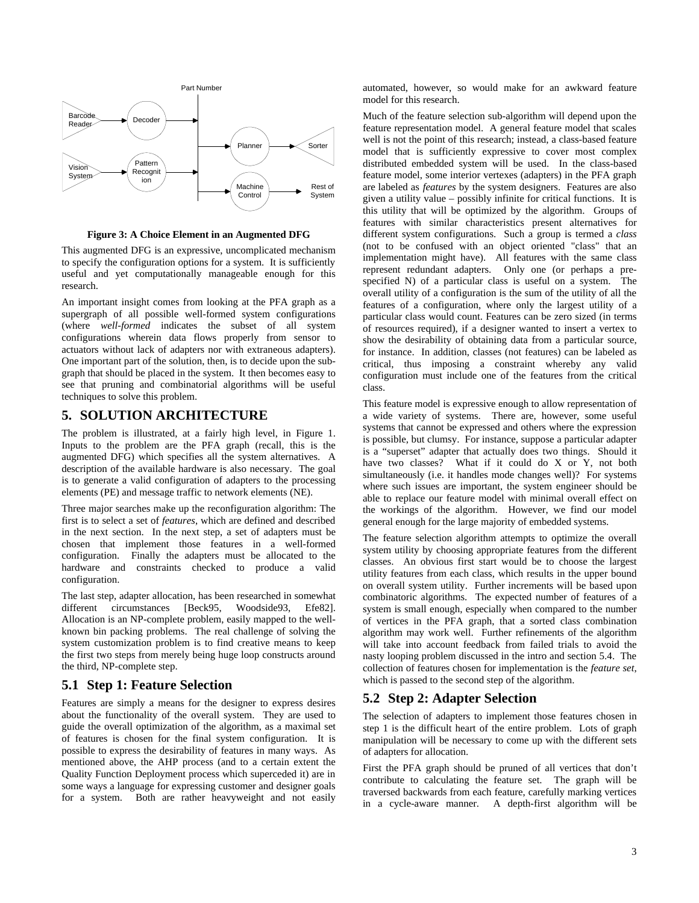**Figure 3: A Choice Element in an Augmented DFG**

This augmented DFG is an expressive, uncomplicated mechanism to specify the configuration options for a system. It is sufficiently useful and yet computationally manageable enough for this research.

An important insight comes from looking at the PFA graph as a supergraph of all possible well-formed system configurations (where *well-formed* indicates the subset of all system configurations wherein data flows properly from sensor to actuators without lack of adapters nor with extraneous adapters). One important part of the solution, then, is to decide upon the sub-graph that should be placed in the system. It then becomes easy to see that pruning and combinatorial algorithms will be useful techniques to solve this problem.

## 5. SOLUTION ARCHITECTURE

The problem is illustrated, at a fairly high level, in Figure 1. Inputs to the problem are the PFA graph (recall, this is the augmented DFG) which specifies all the system alternatives. A description of the available hardware is also necessary. The goal is to generate a valid configuration of adapters to the processing elements (PE) and message traffic to network elements (NE).

Three major searches make up the reconfiguration algorithm: The first is to select a set of *features*, which are defined and described in the next section. In the next step, a set of adapters must be chosen that implement those features in a well-formed configuration. Finally the adapters must be allocated to the hardware and constraints checked to produce a valid configuration.

The last step, adapter allocation, has been researched in somewhat different circumstances [Beck95, Woodside93, Efe82]. Allocation is an NP-complete problem, easily mapped to the well-known bin packing problems. The real challenge of solving the system customization problem is to find creative means to keep the first two steps from merely being huge loop constructs around the third, NP-complete step.

### 5.1 Step 1: Feature Selection

Features are simply a means for the designer to express desires about the functionality of the overall system. They are used to guide the overall optimization of the algorithm, as a maximal set of features is chosen for the final system configuration. It is possible to express the desirability of features in many ways. As mentioned above, the AHP process (and to a certain extent the Quality Function Deployment process which superceded it) are in some ways a language for expressing customer and designer goals for a system. Both are rather heavyweight and not easily automated, however, so would make for an awkward feature model for this research.

Much of the feature selection sub-algorithm will depend upon the feature representation model. A general feature model that scales well is not the point of this research; instead, a class-based feature model that is sufficiently expressive to cover most complex distributed embedded system will be used. In the class-based feature model, some interior vertexes (adapters) in the PFA graph are labeled as *features* by the system designers. Features are also given a utility value – possibly infinite for critical functions. It is this utility that will be optimized by the algorithm. Groups of features with similar characteristics present alternatives for different system configurations. Such a group is termed a *class* (not to be confused with an object oriented "class" that an implementation might have). All features with the same class represent redundant adapters. Only one (or perhaps a pre-specified N) of a particular class is useful on a system. The overall utility of a configuration is the sum of the utility of all the features of a configuration, where only the largest utility of a particular class would count. Features can be zero sized (in terms of resources required), if a designer wanted to insert a vertex to show the desirability of obtaining data from a particular source, for instance. In addition, classes (not features) can be labeled as critical, thus imposing a constraint whereby any valid configuration must include one of the features from the critical class.

This feature model is expressive enough to allow representation of a wide variety of systems. There are, however, some useful systems that cannot be expressed and others where the expression is possible, but clumsy. For instance, suppose a particular adapter is a "superset" adapter that actually does two things. Should it have two classes? What if it could do X or Y, not both simultaneously (i.e. it handles mode changes well)? For systems where such issues are important, the system engineer should be able to replace our feature model with minimal overall effect on the workings of the algorithm. However, we find our model general enough for the large majority of embedded systems.

The feature selection algorithm attempts to optimize the overall system utility by choosing appropriate features from the different classes. An obvious first start would be to choose the largest utility features from each class, which results in the upper bound on overall system utility. Further increments will be based upon combinatoric algorithms. The expected number of features of a system is small enough, especially when compared to the number of vertices in the PFA graph, that a sorted class combination algorithm may work well. Further refinements of the algorithm will take into account feedback from failed trials to avoid the nasty looping problem discussed in the intro and section 5.4. The collection of features chosen for implementation is the *feature set*, which is passed to the second step of the algorithm.

### 5.2 Step 2: Adapter Selection

The selection of adapters to implement those features chosen in step 1 is the difficult heart of the entire problem. Lots of graph manipulation will be necessary to come up with the different sets of adapters for allocation.

First the PFA graph should be pruned of all vertices that don't contribute to calculating the feature set. The graph will be traversed backwards from each feature, carefully marking vertices in a cycle-aware manner. A depth-first algorithm will be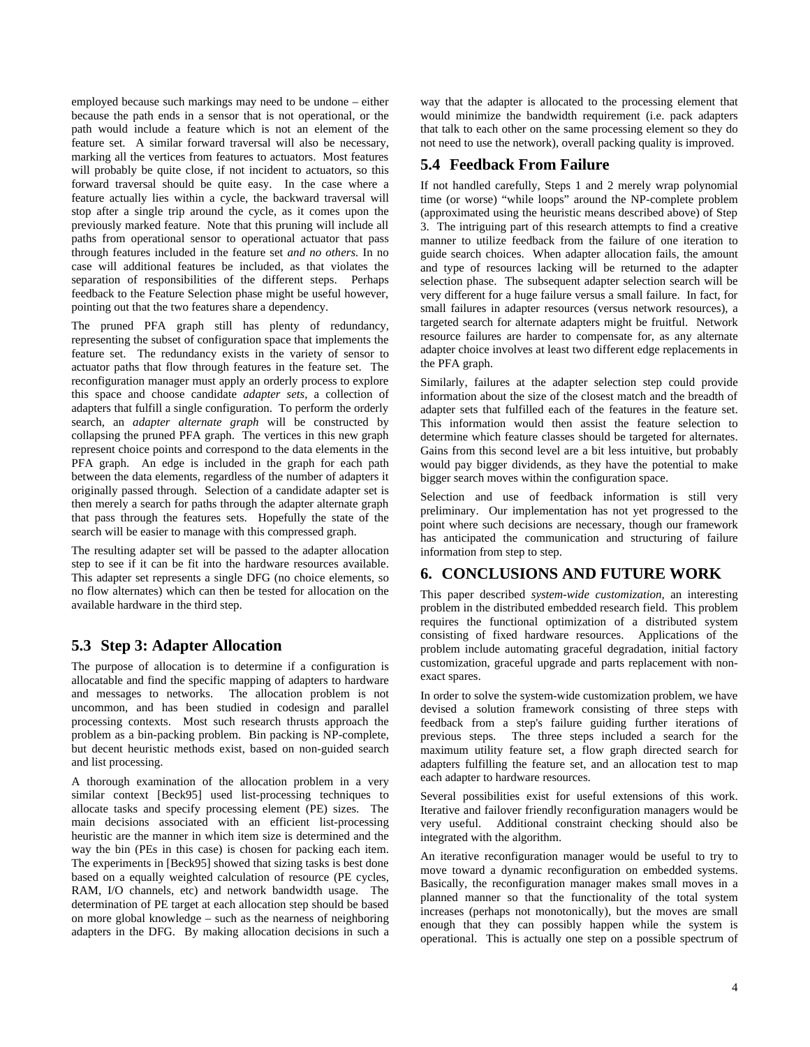employed because such markings may need to be undone – either because the path ends in a sensor that is not operational, or the path would include a feature which is not an element of the feature set. A similar forward traversal will also be necessary, marking all the vertices from features to actuators. Most features will probably be quite close, if not incident to actuators, so this forward traversal should be quite easy. In the case where a feature actually lies within a cycle, the backward traversal will stop after a single trip around the cycle, as it comes upon the previously marked feature. Note that this pruning will include all paths from operational sensor to operational actuator that pass through features included in the feature set *and no others.* In no case will additional features be included, as that violates the separation of responsibilities of the different steps. Perhaps feedback to the Feature Selection phase might be useful however, pointing out that the two features share a dependency.

The pruned PFA graph still has plenty of redundancy, representing the subset of configuration space that implements the feature set. The redundancy exists in the variety of sensor to actuator paths that flow through features in the feature set. The reconfiguration manager must apply an orderly process to explore this space and choose candidate *adapter sets*, a collection of adapters that fulfill a single configuration. To perform the orderly search, an *adapter alternate graph* will be constructed by collapsing the pruned PFA graph. The vertices in this new graph represent choice points and correspond to the data elements in the PFA graph. An edge is included in the graph for each path between the data elements, regardless of the number of adapters it originally passed through. Selection of a candidate adapter set is then merely a search for paths through the adapter alternate graph that pass through the features sets. Hopefully the state of the search will be easier to manage with this compressed graph.

The resulting adapter set will be passed to the adapter allocation step to see if it can be fit into the hardware resources available. This adapter set represents a single DFG (no choice elements, so no flow alternates) which can then be tested for allocation on the available hardware in the third step.

## 5.3 Step 3: Adapter Allocation

The purpose of allocation is to determine if a configuration is allocatable and find the specific mapping of adapters to hardware and messages to networks. The allocation problem is not uncommon, and has been studied in codesign and parallel processing contexts. Most such research thrusts approach the problem as a bin-packing problem. Bin packing is NP-complete, but decent heuristic methods exist, based on non-guided search and list processing.

A thorough examination of the allocation problem in a very similar context [Beck95] used list-processing techniques to allocate tasks and specify processing element (PE) sizes. The main decisions associated with an efficient list-processing heuristic are the manner in which item size is determined and the way the bin (PEs in this case) is chosen for packing each item. The experiments in [Beck95] showed that sizing tasks is best done based on a equally weighted calculation of resource (PE cycles, RAM, I/O channels, etc) and network bandwidth usage. The determination of PE target at each allocation step should be based on more global knowledge – such as the nearness of neighboring adapters in the DFG. By making allocation decisions in such a way that the adapter is allocated to the processing element that would minimize the bandwidth requirement (i.e. pack adapters that talk to each other on the same processing element so they do not need to use the network), overall packing quality is improved.

## 5.4 Feedback From Failure

If not handled carefully, Steps 1 and 2 merely wrap polynomial time (or worse) "while loops" around the NP-complete problem (approximated using the heuristic means described above) of Step 3. The intriguing part of this research attempts to find a creative manner to utilize feedback from the failure of one iteration to guide search choices. When adapter allocation fails, the amount and type of resources lacking will be returned to the adapter selection phase. The subsequent adapter selection search will be very different for a huge failure versus a small failure. In fact, for small failures in adapter resources (versus network resources), a targeted search for alternate adapters might be fruitful. Network resource failures are harder to compensate for, as any alternate adapter choice involves at least two different edge replacements in the PFA graph.

Similarly, failures at the adapter selection step could provide information about the size of the closest match and the breadth of adapter sets that fulfilled each of the features in the feature set. This information would then assist the feature selection to determine which feature classes should be targeted for alternates. Gains from this second level are a bit less intuitive, but probably would pay bigger dividends, as they have the potential to make bigger search moves within the configuration space.

Selection and use of feedback information is still very preliminary. Our implementation has not yet progressed to the point where such decisions are necessary, though our framework has anticipated the communication and structuring of failure information from step to step.

# 6. CONCLUSIONS AND FUTURE WORK

This paper described *system-wide customization,* an interesting problem in the distributed embedded research field. This problem requires the functional optimization of a distributed system consisting of fixed hardware resources. Applications of the problem include automating graceful degradation, initial factory customization, graceful upgrade and parts replacement with non-exact spares.

In order to solve the system-wide customization problem, we have devised a solution framework consisting of three steps with feedback from a step's failure guiding further iterations of previous steps. The three steps included a search for the maximum utility feature set, a flow graph directed search for adapters fulfilling the feature set, and an allocation test to map each adapter to hardware resources.

Several possibilities exist for useful extensions of this work. Iterative and failover friendly reconfiguration managers would be very useful. Additional constraint checking should also be integrated with the algorithm.

An iterative reconfiguration manager would be useful to try to move toward a dynamic reconfiguration on embedded systems. Basically, the reconfiguration manager makes small moves in a planned manner so that the functionality of the total system increases (perhaps not monotonically), but the moves are small enough that they can possibly happen while the system is operational. This is actually one step on a possible spectrum of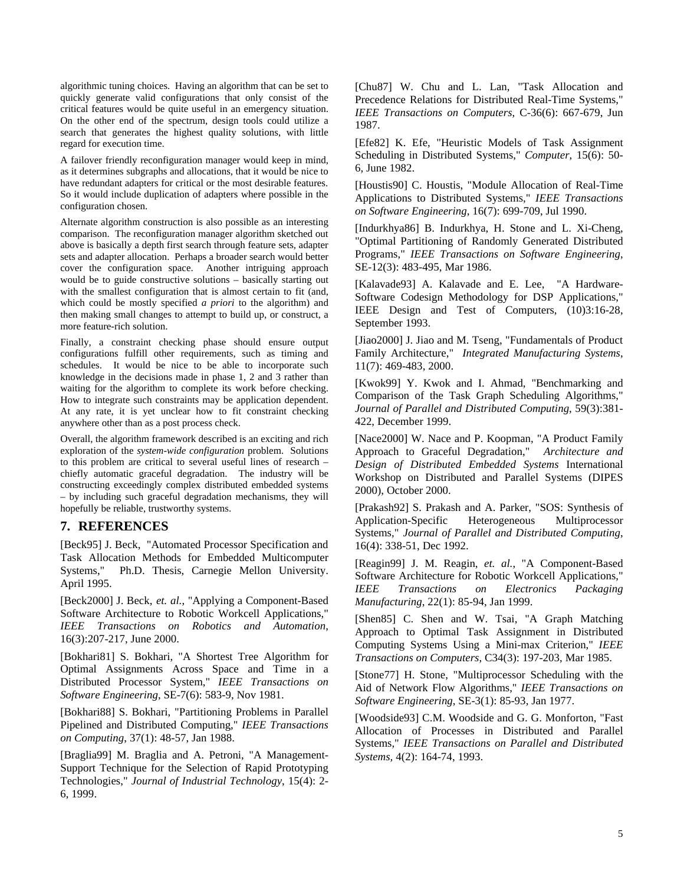algorithmic tuning choices. Having an algorithm that can be set to quickly generate valid configurations that only consist of the critical features would be quite useful in an emergency situation. On the other end of the spectrum, design tools could utilize a search that generates the highest quality solutions, with little regard for execution time.

A failover friendly reconfiguration manager would keep in mind, as it determines subgraphs and allocations, that it would be nice to have redundant adapters for critical or the most desirable features. So it would include duplication of adapters where possible in the configuration chosen.

Alternate algorithm construction is also possible as an interesting comparison. The reconfiguration manager algorithm sketched out above is basically a depth first search through feature sets, adapter sets and adapter allocation. Perhaps a broader search would better cover the configuration space. Another intriguing approach would be to guide constructive solutions – basically starting out with the smallest configuration that is almost certain to fit (and, which could be mostly specified *a priori* to the algorithm) and then making small changes to attempt to build up, or construct, a more feature-rich solution.

Finally, a constraint checking phase should ensure output configurations fulfill other requirements, such as timing and schedules. It would be nice to be able to incorporate such knowledge in the decisions made in phase 1, 2 and 3 rather than waiting for the algorithm to complete its work before checking. How to integrate such constraints may be application dependent. At any rate, it is yet unclear how to fit constraint checking anywhere other than as a post process check.

Overall, the algorithm framework described is an exciting and rich exploration of the *system-wide configuration* problem. Solutions to this problem are critical to several useful lines of research – chiefly automatic graceful degradation. The industry will be constructing exceedingly complex distributed embedded systems – by including such graceful degradation mechanisms, they will hopefully be reliable, trustworthy systems.

## 7. REFERENCES

[Beck95] J. Beck, "Automated Processor Specification and Task Allocation Methods for Embedded Multicomputer Systems," Ph.D. Thesis, Carnegie Mellon University. April 1995.

[Beck2000] J. Beck, *et. al.*, "Applying a Component-Based Software Architecture to Robotic Workcell Applications," *IEEE Transactions on Robotics and Automation*, 16(3):207-217, June 2000.

[Bokhari81] S. Bokhari, "A Shortest Tree Algorithm for Optimal Assignments Across Space and Time in a Distributed Processor System," *IEEE Transactions on Software Engineering*, SE-7(6): 583-9, Nov 1981.

[Bokhari88] S. Bokhari, "Partitioning Problems in Parallel Pipelined and Distributed Computing," *IEEE Transactions on Computing*, 37(1): 48-57, Jan 1988.

[Braglia99] M. Braglia and A. Petroni, "A Management-Support Technique for the Selection of Rapid Prototyping Technologies," *Journal of Industrial Technology*, 15(4): 2-6, 1999.

[Chu87] W. Chu and L. Lan, "Task Allocation and Precedence Relations for Distributed Real-Time Systems," *IEEE Transactions on Computers*, C-36(6): 667-679, Jun 1987.

[Efe82] K. Efe, "Heuristic Models of Task Assignment Scheduling in Distributed Systems," *Computer*, 15(6): 50-6, June 1982.

[Houstis90] C. Houstis, "Module Allocation of Real-Time Applications to Distributed Systems," *IEEE Transactions on Software Engineering*, 16(7): 699-709, Jul 1990.

[Indurkhya86] B. Indurkhya, H. Stone and L. Xi-Cheng, "Optimal Partitioning of Randomly Generated Distributed Programs," *IEEE Transactions on Software Engineering*, SE-12(3): 483-495, Mar 1986.

[Kalavade93] A. Kalavade and E. Lee, "A Hardware-Software Codesign Methodology for DSP Applications," IEEE Design and Test of Computers, (10)3:16-28, September 1993.

[Jiao2000] J. Jiao and M. Tseng, "Fundamentals of Product Family Architecture," *Integrated Manufacturing Systems*, 11(7): 469-483, 2000.

[Kwok99] Y. Kwok and I. Ahmad, "Benchmarking and Comparison of the Task Graph Scheduling Algorithms," *Journal of Parallel and Distributed Computing*, 59(3):381-422, December 1999.

[Nace2000] W. Nace and P. Koopman, "A Product Family Approach to Graceful Degradation," *Architecture and Design of Distributed Embedded Systems* International Workshop on Distributed and Parallel Systems (DIPES 2000), October 2000.

[Prakash92] S. Prakash and A. Parker, "SOS: Synthesis of Application-Specific Heterogeneous Multiprocessor Systems," *Journal of Parallel and Distributed Computing*, 16(4): 338-51, Dec 1992.

[Reagin99] J. M. Reagin, *et. al.*, "A Component-Based Software Architecture for Robotic Workcell Applications," *IEEE Transactions on Electronics Packaging Manufacturing*, 22(1): 85-94, Jan 1999.

[Shen85] C. Shen and W. Tsai, "A Graph Matching Approach to Optimal Task Assignment in Distributed Computing Systems Using a Mini-max Criterion," *IEEE Transactions on Computers*, C34(3): 197-203, Mar 1985.

[Stone77] H. Stone, "Multiprocessor Scheduling with the Aid of Network Flow Algorithms," *IEEE Transactions on Software Engineering*, SE-3(1): 85-93, Jan 1977.

[Woodside93] C.M. Woodside and G. G. Monforton, "Fast Allocation of Processes in Distributed and Parallel Systems," *IEEE Transactions on Parallel and Distributed Systems*, 4(2): 164-74, 1993.